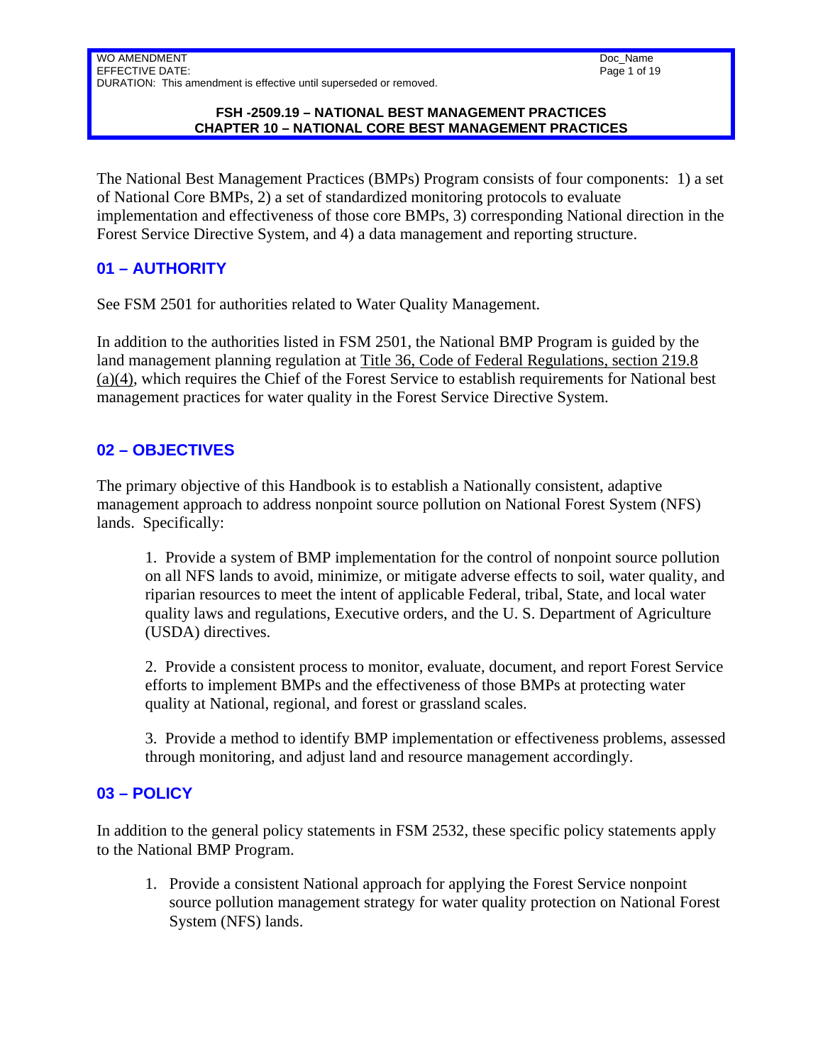**FSH -2509.19 – NATIONAL BEST MANAGEMENT PRACTICES**
**CHAPTER 10 – NATIONAL CORE BEST MANAGEMENT PRACTICES**

The National Best Management Practices (BMPs) Program consists of four components: 1) a set of National Core BMPs, 2) a set of standardized monitoring protocols to evaluate implementation and effectiveness of those core BMPs, 3) corresponding National direction in the Forest Service Directive System, and 4) a data management and reporting structure.

## 01 – AUTHORITY

See FSM 2501 for authorities related to Water Quality Management.

In addition to the authorities listed in FSM 2501, the National BMP Program is guided by the land management planning regulation at Title 36, Code of Federal Regulations, section 219.8 (a)(4), which requires the Chief of the Forest Service to establish requirements for National best management practices for water quality in the Forest Service Directive System.

## 02 – OBJECTIVES

The primary objective of this Handbook is to establish a Nationally consistent, adaptive management approach to address nonpoint source pollution on National Forest System (NFS) lands. Specifically:

1. Provide a system of BMP implementation for the control of nonpoint source pollution on all NFS lands to avoid, minimize, or mitigate adverse effects to soil, water quality, and riparian resources to meet the intent of applicable Federal, tribal, State, and local water quality laws and regulations, Executive orders, and the U. S. Department of Agriculture (USDA) directives.

2. Provide a consistent process to monitor, evaluate, document, and report Forest Service efforts to implement BMPs and the effectiveness of those BMPs at protecting water quality at National, regional, and forest or grassland scales.

3. Provide a method to identify BMP implementation or effectiveness problems, assessed through monitoring, and adjust land and resource management accordingly.

## 03 – POLICY

In addition to the general policy statements in FSM 2532, these specific policy statements apply to the National BMP Program.

1. Provide a consistent National approach for applying the Forest Service nonpoint source pollution management strategy for water quality protection on National Forest System (NFS) lands.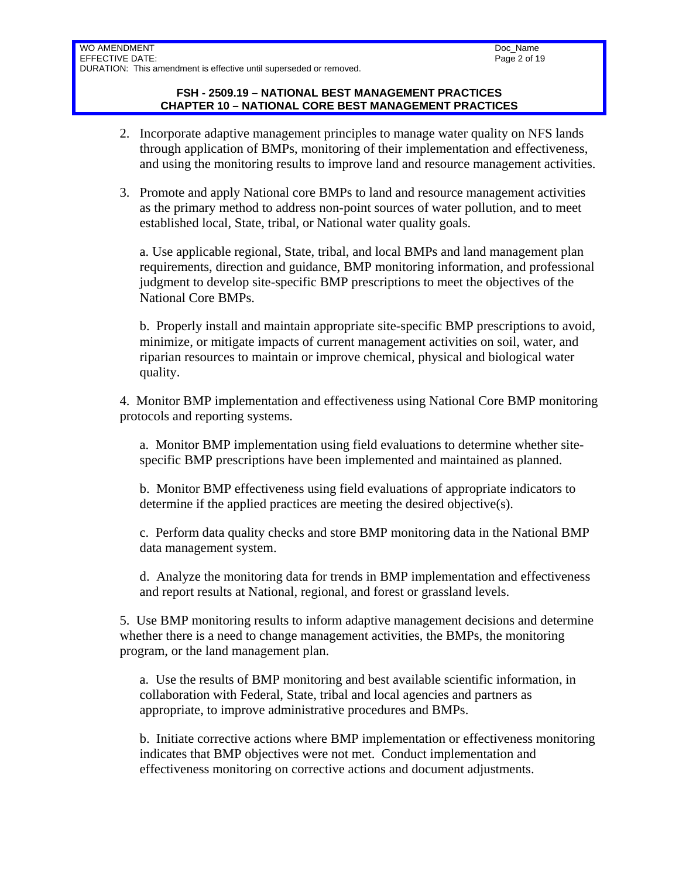2. Incorporate adaptive management principles to manage water quality on NFS lands through application of BMPs, monitoring of their implementation and effectiveness, and using the monitoring results to improve land and resource management activities.

3. Promote and apply National core BMPs to land and resource management activities as the primary method to address non-point sources of water pollution, and to meet established local, State, tribal, or National water quality goals.

   a. Use applicable regional, State, tribal, and local BMPs and land management plan requirements, direction and guidance, BMP monitoring information, and professional judgment to develop site-specific BMP prescriptions to meet the objectives of the National Core BMPs.

   b. Properly install and maintain appropriate site-specific BMP prescriptions to avoid, minimize, or mitigate impacts of current management activities on soil, water, and riparian resources to maintain or improve chemical, physical and biological water quality.

4. Monitor BMP implementation and effectiveness using National Core BMP monitoring protocols and reporting systems.

   a. Monitor BMP implementation using field evaluations to determine whether site-specific BMP prescriptions have been implemented and maintained as planned.

   b. Monitor BMP effectiveness using field evaluations of appropriate indicators to determine if the applied practices are meeting the desired objective(s).

   c. Perform data quality checks and store BMP monitoring data in the National BMP data management system.

   d. Analyze the monitoring data for trends in BMP implementation and effectiveness and report results at National, regional, and forest or grassland levels.

5. Use BMP monitoring results to inform adaptive management decisions and determine whether there is a need to change management activities, the BMPs, the monitoring program, or the land management plan.

   a. Use the results of BMP monitoring and best available scientific information, in collaboration with Federal, State, tribal and local agencies and partners as appropriate, to improve administrative procedures and BMPs.

   b. Initiate corrective actions where BMP implementation or effectiveness monitoring indicates that BMP objectives were not met. Conduct implementation and effectiveness monitoring on corrective actions and document adjustments.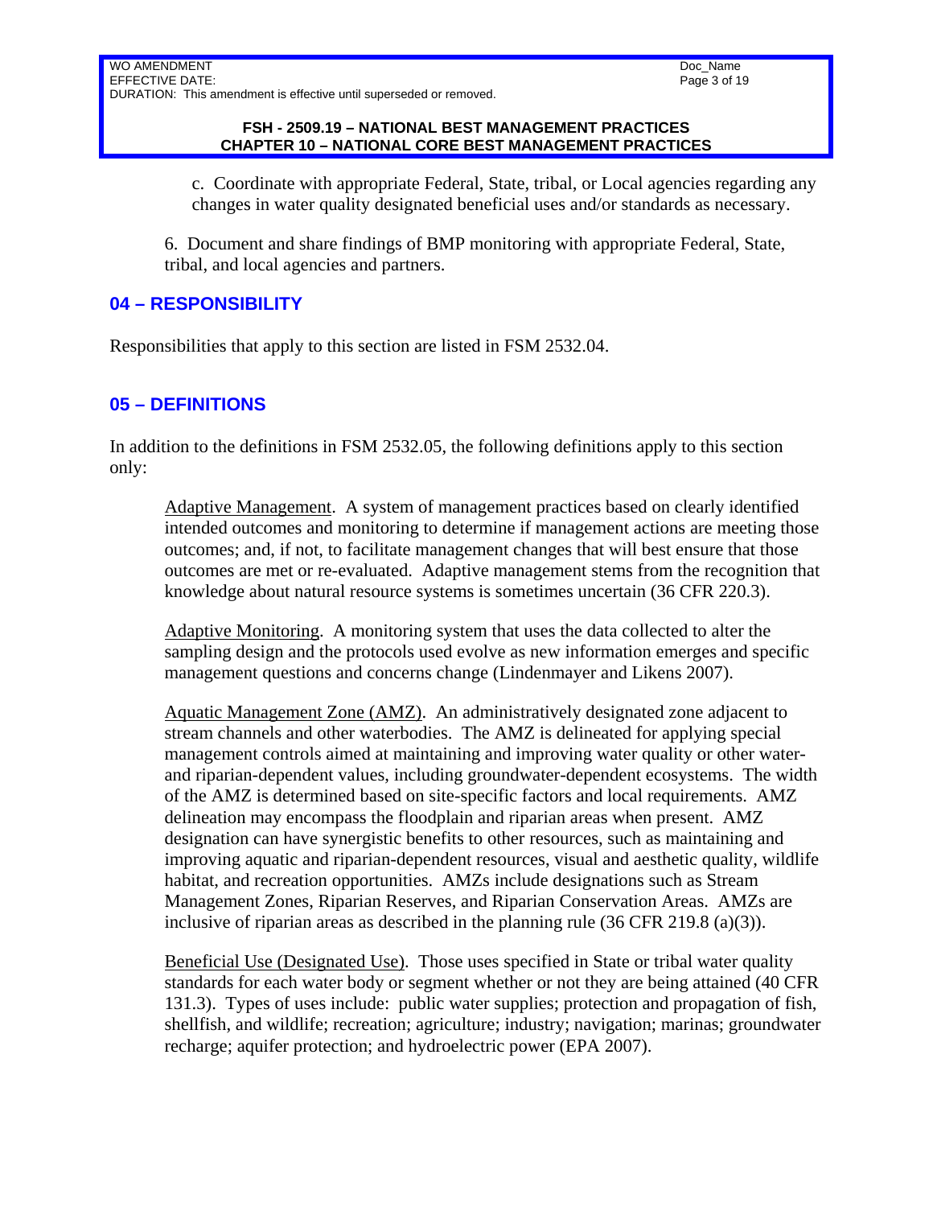c. Coordinate with appropriate Federal, State, tribal, or Local agencies regarding any changes in water quality designated beneficial uses and/or standards as necessary.

6. Document and share findings of BMP monitoring with appropriate Federal, State, tribal, and local agencies and partners.

## 04 – RESPONSIBILITY

Responsibilities that apply to this section are listed in FSM 2532.04.

## 05 – DEFINITIONS

In addition to the definitions in FSM 2532.05, the following definitions apply to this section only:

Adaptive Management. A system of management practices based on clearly identified intended outcomes and monitoring to determine if management actions are meeting those outcomes; and, if not, to facilitate management changes that will best ensure that those outcomes are met or re-evaluated. Adaptive management stems from the recognition that knowledge about natural resource systems is sometimes uncertain (36 CFR 220.3).

Adaptive Monitoring. A monitoring system that uses the data collected to alter the sampling design and the protocols used evolve as new information emerges and specific management questions and concerns change (Lindenmayer and Likens 2007).

Aquatic Management Zone (AMZ). An administratively designated zone adjacent to stream channels and other waterbodies. The AMZ is delineated for applying special management controls aimed at maintaining and improving water quality or other water- and riparian-dependent values, including groundwater-dependent ecosystems. The width of the AMZ is determined based on site-specific factors and local requirements. AMZ delineation may encompass the floodplain and riparian areas when present. AMZ designation can have synergistic benefits to other resources, such as maintaining and improving aquatic and riparian-dependent resources, visual and aesthetic quality, wildlife habitat, and recreation opportunities. AMZs include designations such as Stream Management Zones, Riparian Reserves, and Riparian Conservation Areas. AMZs are inclusive of riparian areas as described in the planning rule (36 CFR 219.8 (a)(3)).

Beneficial Use (Designated Use). Those uses specified in State or tribal water quality standards for each water body or segment whether or not they are being attained (40 CFR 131.3). Types of uses include: public water supplies; protection and propagation of fish, shellfish, and wildlife; recreation; agriculture; industry; navigation; marinas; groundwater recharge; aquifer protection; and hydroelectric power (EPA 2007).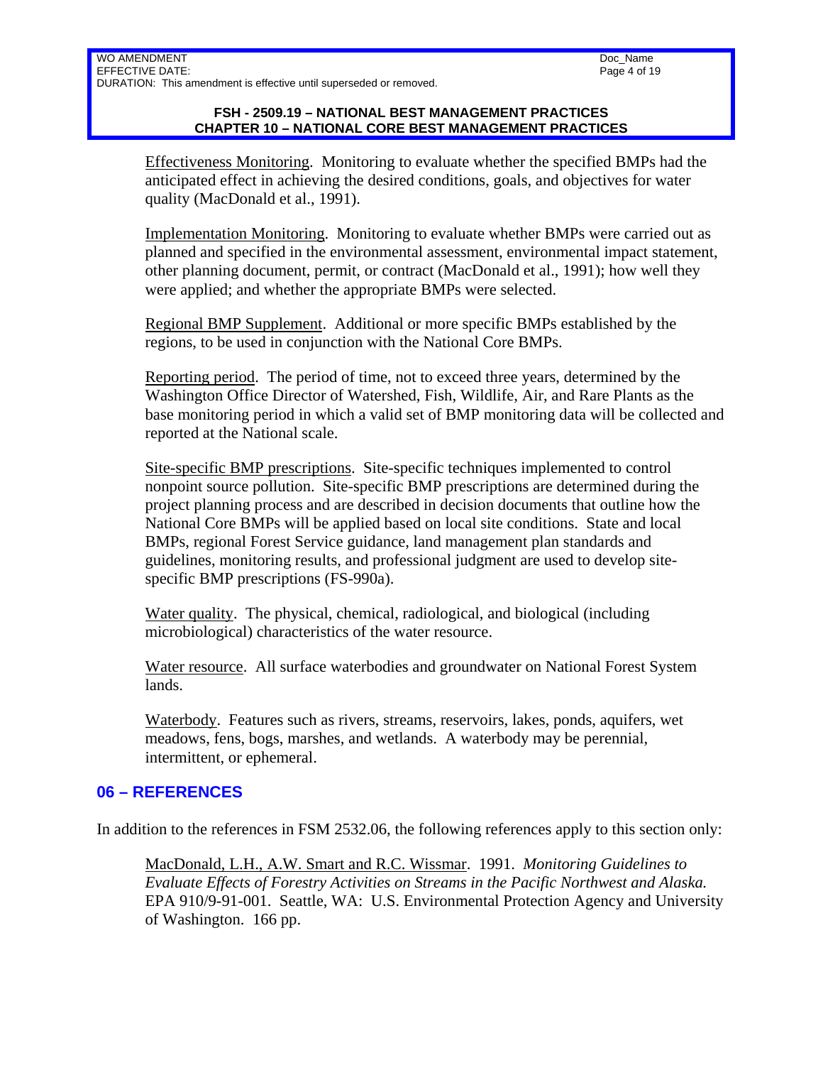Effectiveness Monitoring. Monitoring to evaluate whether the specified BMPs had the anticipated effect in achieving the desired conditions, goals, and objectives for water quality (MacDonald et al., 1991).

Implementation Monitoring. Monitoring to evaluate whether BMPs were carried out as planned and specified in the environmental assessment, environmental impact statement, other planning document, permit, or contract (MacDonald et al., 1991); how well they were applied; and whether the appropriate BMPs were selected.

Regional BMP Supplement. Additional or more specific BMPs established by the regions, to be used in conjunction with the National Core BMPs.

Reporting period. The period of time, not to exceed three years, determined by the Washington Office Director of Watershed, Fish, Wildlife, Air, and Rare Plants as the base monitoring period in which a valid set of BMP monitoring data will be collected and reported at the National scale.

Site-specific BMP prescriptions. Site-specific techniques implemented to control nonpoint source pollution. Site-specific BMP prescriptions are determined during the project planning process and are described in decision documents that outline how the National Core BMPs will be applied based on local site conditions. State and local BMPs, regional Forest Service guidance, land management plan standards and guidelines, monitoring results, and professional judgment are used to develop site-specific BMP prescriptions (FS-990a).

Water quality. The physical, chemical, radiological, and biological (including microbiological) characteristics of the water resource.

Water resource. All surface waterbodies and groundwater on National Forest System lands.

Waterbody. Features such as rivers, streams, reservoirs, lakes, ponds, aquifers, wet meadows, fens, bogs, marshes, and wetlands. A waterbody may be perennial, intermittent, or ephemeral.

## 06 – REFERENCES

In addition to the references in FSM 2532.06, the following references apply to this section only:

MacDonald, L.H., A.W. Smart and R.C. Wissmar. 1991. *Monitoring Guidelines to Evaluate Effects of Forestry Activities on Streams in the Pacific Northwest and Alaska.* EPA 910/9-91-001. Seattle, WA: U.S. Environmental Protection Agency and University of Washington. 166 pp.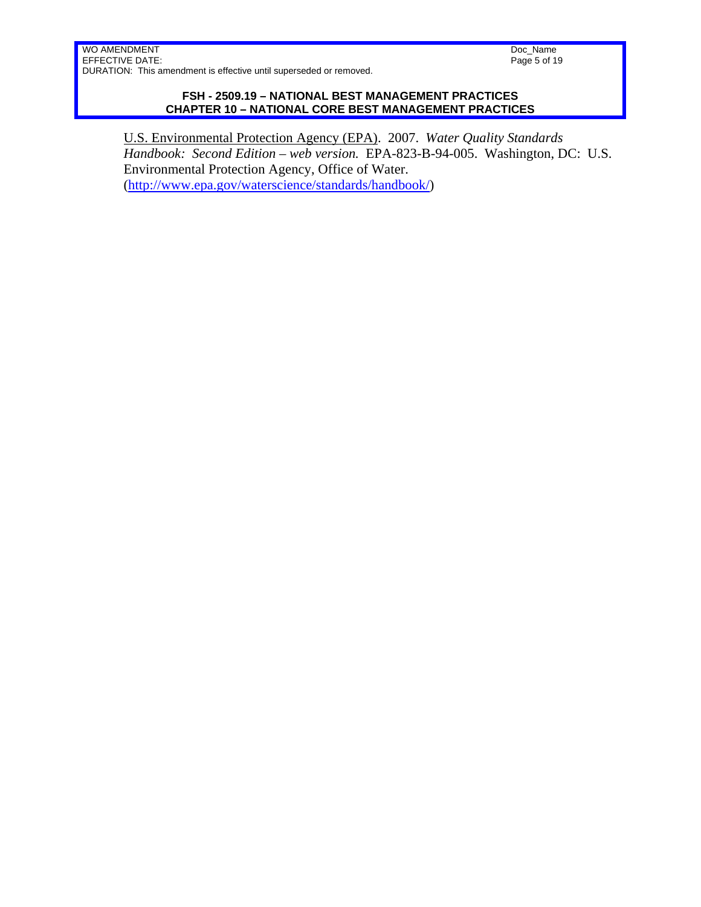U.S. Environmental Protection Agency (EPA). 2007. *Water Quality Standards Handbook: Second Edition – web version.* EPA-823-B-94-005. Washington, DC: U.S. Environmental Protection Agency, Office of Water. (http://www.epa.gov/waterscience/standards/handbook/)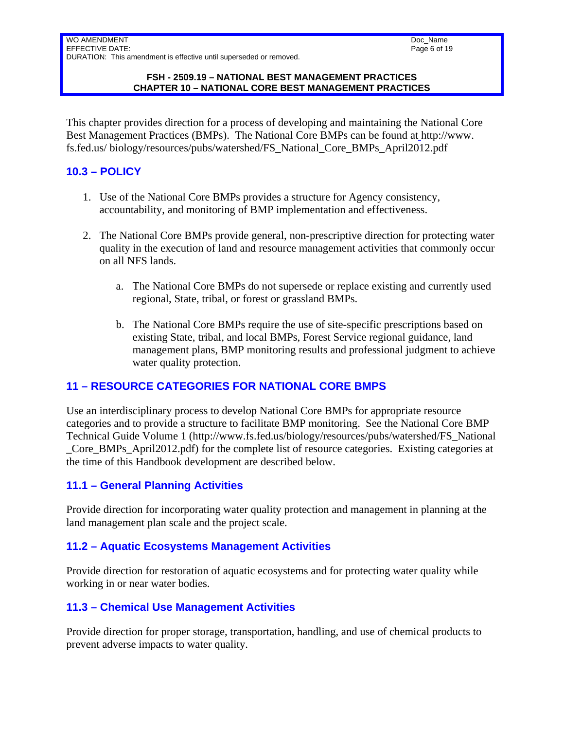This chapter provides direction for a process of developing and maintaining the National Core Best Management Practices (BMPs). The National Core BMPs can be found at http://www.fs.fed.us/ biology/resources/pubs/watershed/FS_National_Core_BMPs_April2012.pdf

## 10.3 – POLICY

1. Use of the National Core BMPs provides a structure for Agency consistency, accountability, and monitoring of BMP implementation and effectiveness.

2. The National Core BMPs provide general, non-prescriptive direction for protecting water quality in the execution of land and resource management activities that commonly occur on all NFS lands.

   a. The National Core BMPs do not supersede or replace existing and currently used regional, State, tribal, or forest or grassland BMPs.

   b. The National Core BMPs require the use of site-specific prescriptions based on existing State, tribal, and local BMPs, Forest Service regional guidance, land management plans, BMP monitoring results and professional judgment to achieve water quality protection.

## 11 – RESOURCE CATEGORIES FOR NATIONAL CORE BMPS

Use an interdisciplinary process to develop National Core BMPs for appropriate resource categories and to provide a structure to facilitate BMP monitoring. See the National Core BMP Technical Guide Volume 1 (http://www.fs.fed.us/biology/resources/pubs/watershed/FS_National_Core_BMPs_April2012.pdf) for the complete list of resource categories. Existing categories at the time of this Handbook development are described below.

### 11.1 – General Planning Activities

Provide direction for incorporating water quality protection and management in planning at the land management plan scale and the project scale.

### 11.2 – Aquatic Ecosystems Management Activities

Provide direction for restoration of aquatic ecosystems and for protecting water quality while working in or near water bodies.

### 11.3 – Chemical Use Management Activities

Provide direction for proper storage, transportation, handling, and use of chemical products to prevent adverse impacts to water quality.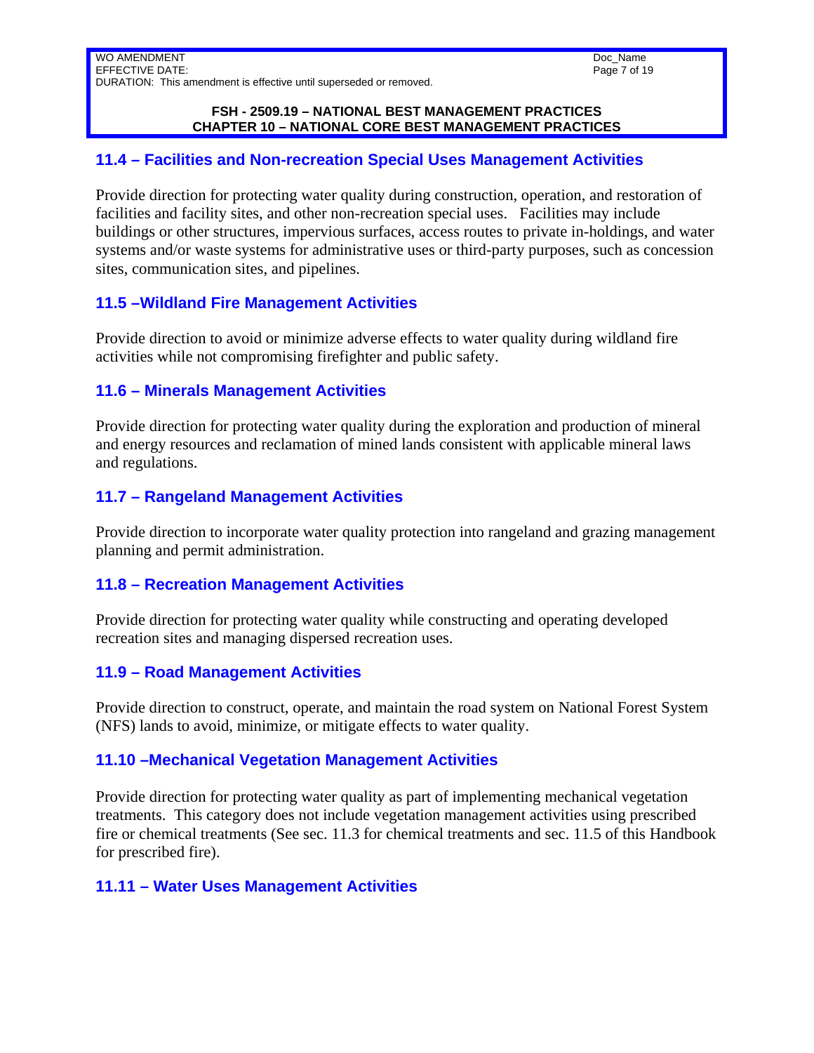## 11.4 – Facilities and Non-recreation Special Uses Management Activities

Provide direction for protecting water quality during construction, operation, and restoration of facilities and facility sites, and other non-recreation special uses. Facilities may include buildings or other structures, impervious surfaces, access routes to private in-holdings, and water systems and/or waste systems for administrative uses or third-party purposes, such as concession sites, communication sites, and pipelines.

## 11.5 –Wildland Fire Management Activities

Provide direction to avoid or minimize adverse effects to water quality during wildland fire activities while not compromising firefighter and public safety.

## 11.6 – Minerals Management Activities

Provide direction for protecting water quality during the exploration and production of mineral and energy resources and reclamation of mined lands consistent with applicable mineral laws and regulations.

## 11.7 – Rangeland Management Activities

Provide direction to incorporate water quality protection into rangeland and grazing management planning and permit administration.

## 11.8 – Recreation Management Activities

Provide direction for protecting water quality while constructing and operating developed recreation sites and managing dispersed recreation uses.

## 11.9 – Road Management Activities

Provide direction to construct, operate, and maintain the road system on National Forest System (NFS) lands to avoid, minimize, or mitigate effects to water quality.

## 11.10 –Mechanical Vegetation Management Activities

Provide direction for protecting water quality as part of implementing mechanical vegetation treatments. This category does not include vegetation management activities using prescribed fire or chemical treatments (See sec. 11.3 for chemical treatments and sec. 11.5 of this Handbook for prescribed fire).

## 11.11 – Water Uses Management Activities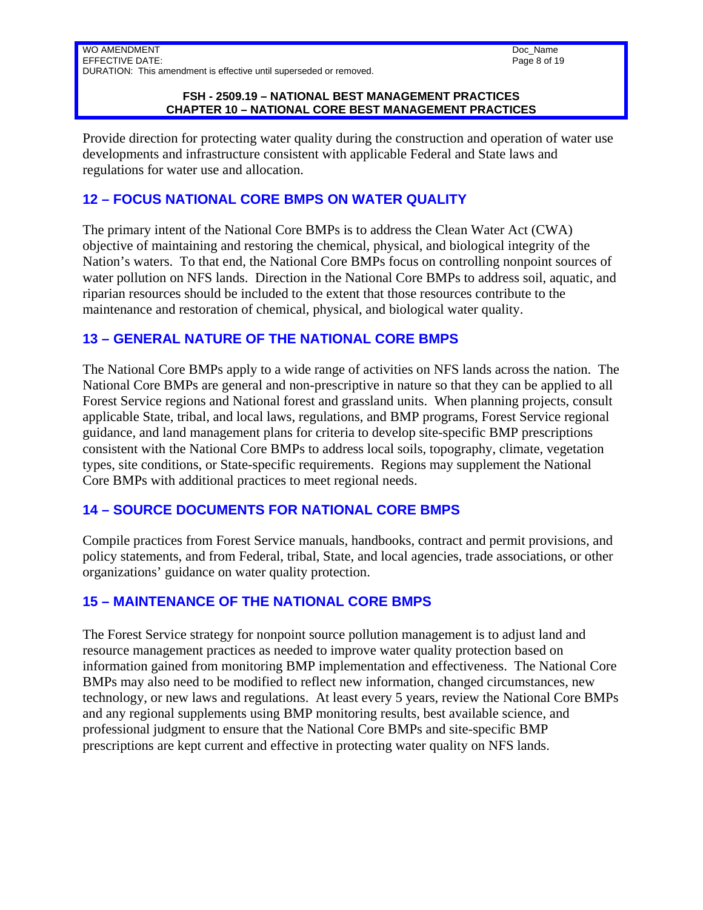Provide direction for protecting water quality during the construction and operation of water use developments and infrastructure consistent with applicable Federal and State laws and regulations for water use and allocation.

## 12 – FOCUS NATIONAL CORE BMPS ON WATER QUALITY

The primary intent of the National Core BMPs is to address the Clean Water Act (CWA) objective of maintaining and restoring the chemical, physical, and biological integrity of the Nation's waters. To that end, the National Core BMPs focus on controlling nonpoint sources of water pollution on NFS lands. Direction in the National Core BMPs to address soil, aquatic, and riparian resources should be included to the extent that those resources contribute to the maintenance and restoration of chemical, physical, and biological water quality.

## 13 – GENERAL NATURE OF THE NATIONAL CORE BMPS

The National Core BMPs apply to a wide range of activities on NFS lands across the nation. The National Core BMPs are general and non-prescriptive in nature so that they can be applied to all Forest Service regions and National forest and grassland units. When planning projects, consult applicable State, tribal, and local laws, regulations, and BMP programs, Forest Service regional guidance, and land management plans for criteria to develop site-specific BMP prescriptions consistent with the National Core BMPs to address local soils, topography, climate, vegetation types, site conditions, or State-specific requirements. Regions may supplement the National Core BMPs with additional practices to meet regional needs.

## 14 – SOURCE DOCUMENTS FOR NATIONAL CORE BMPS

Compile practices from Forest Service manuals, handbooks, contract and permit provisions, and policy statements, and from Federal, tribal, State, and local agencies, trade associations, or other organizations' guidance on water quality protection.

## 15 – MAINTENANCE OF THE NATIONAL CORE BMPS

The Forest Service strategy for nonpoint source pollution management is to adjust land and resource management practices as needed to improve water quality protection based on information gained from monitoring BMP implementation and effectiveness. The National Core BMPs may also need to be modified to reflect new information, changed circumstances, new technology, or new laws and regulations. At least every 5 years, review the National Core BMPs and any regional supplements using BMP monitoring results, best available science, and professional judgment to ensure that the National Core BMPs and site-specific BMP prescriptions are kept current and effective in protecting water quality on NFS lands.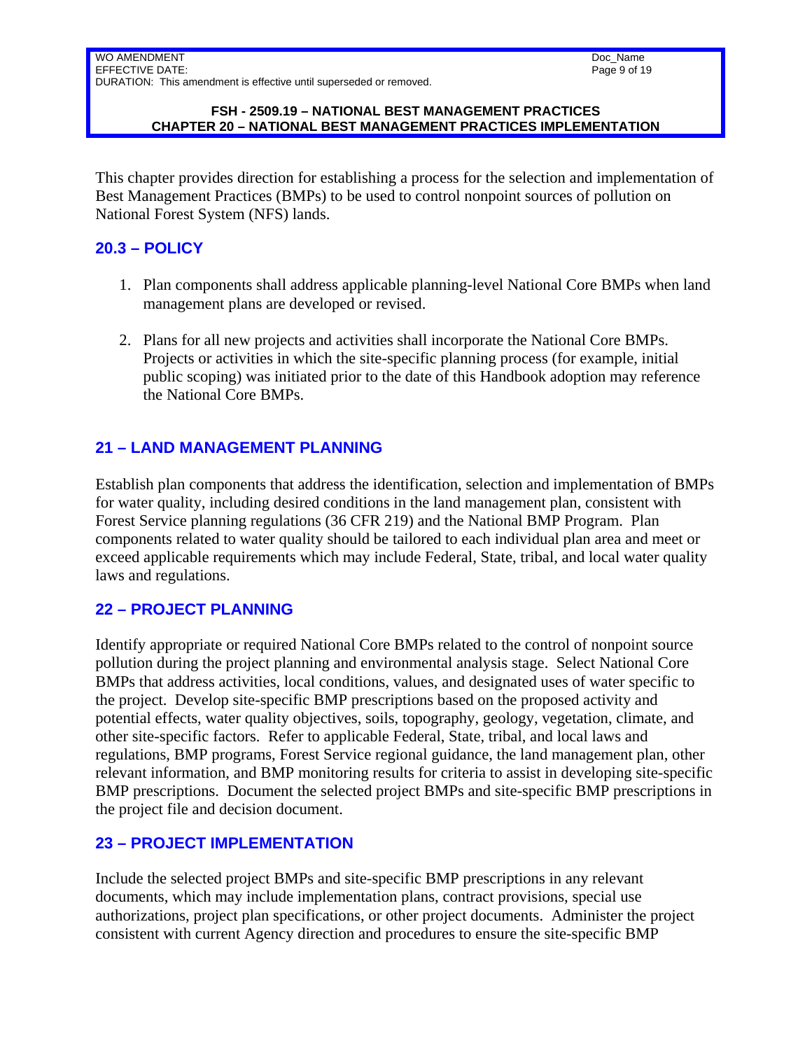This chapter provides direction for establishing a process for the selection and implementation of Best Management Practices (BMPs) to be used to control nonpoint sources of pollution on National Forest System (NFS) lands.

## 20.3 – POLICY

1. Plan components shall address applicable planning-level National Core BMPs when land management plans are developed or revised.

2. Plans for all new projects and activities shall incorporate the National Core BMPs. Projects or activities in which the site-specific planning process (for example, initial public scoping) was initiated prior to the date of this Handbook adoption may reference the National Core BMPs.

## 21 – LAND MANAGEMENT PLANNING

Establish plan components that address the identification, selection and implementation of BMPs for water quality, including desired conditions in the land management plan, consistent with Forest Service planning regulations (36 CFR 219) and the National BMP Program. Plan components related to water quality should be tailored to each individual plan area and meet or exceed applicable requirements which may include Federal, State, tribal, and local water quality laws and regulations.

## 22 – PROJECT PLANNING

Identify appropriate or required National Core BMPs related to the control of nonpoint source pollution during the project planning and environmental analysis stage. Select National Core BMPs that address activities, local conditions, values, and designated uses of water specific to the project. Develop site-specific BMP prescriptions based on the proposed activity and potential effects, water quality objectives, soils, topography, geology, vegetation, climate, and other site-specific factors. Refer to applicable Federal, State, tribal, and local laws and regulations, BMP programs, Forest Service regional guidance, the land management plan, other relevant information, and BMP monitoring results for criteria to assist in developing site-specific BMP prescriptions. Document the selected project BMPs and site-specific BMP prescriptions in the project file and decision document.

## 23 – PROJECT IMPLEMENTATION

Include the selected project BMPs and site-specific BMP prescriptions in any relevant documents, which may include implementation plans, contract provisions, special use authorizations, project plan specifications, or other project documents. Administer the project consistent with current Agency direction and procedures to ensure the site-specific BMP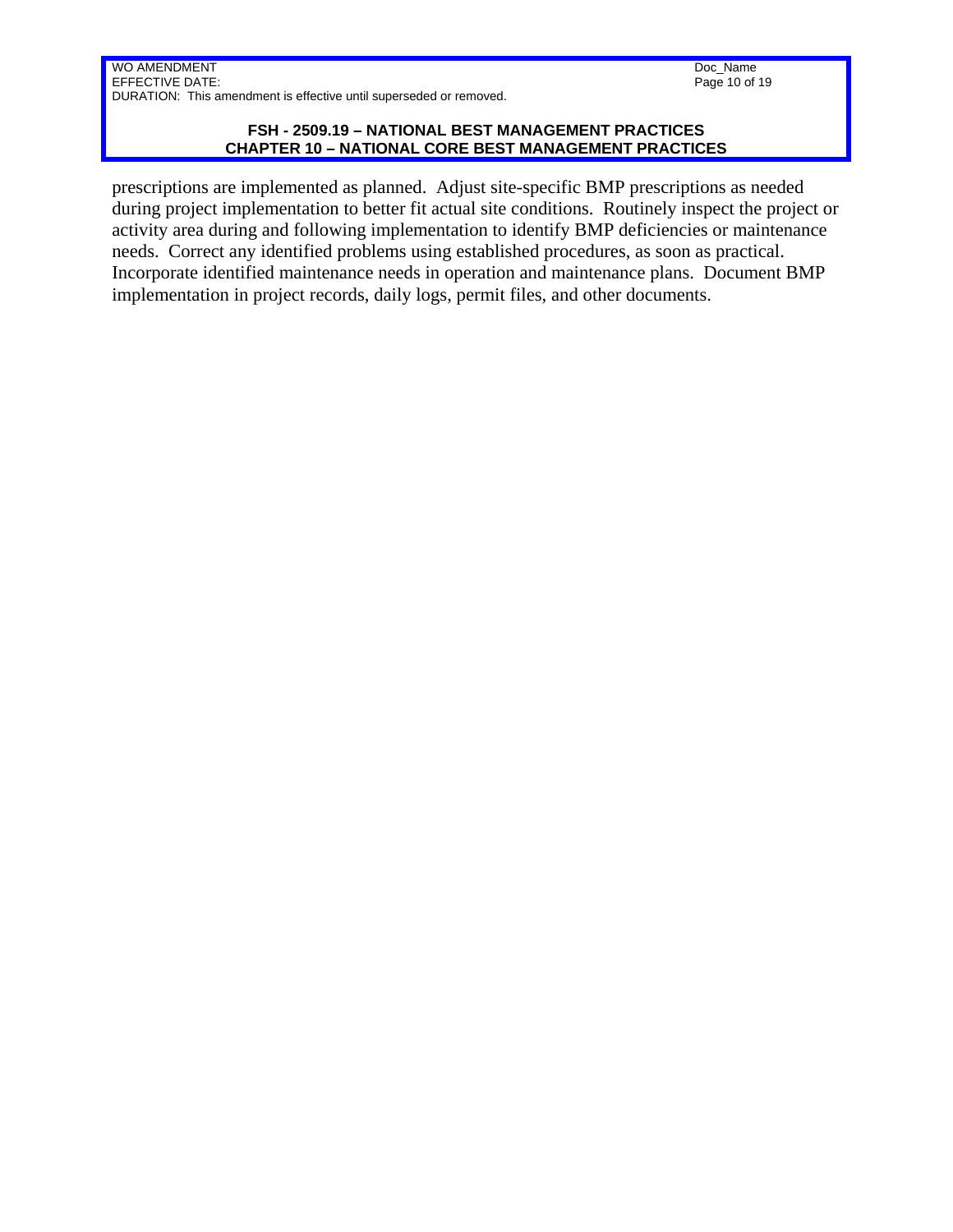prescriptions are implemented as planned. Adjust site-specific BMP prescriptions as needed during project implementation to better fit actual site conditions. Routinely inspect the project or activity area during and following implementation to identify BMP deficiencies or maintenance needs. Correct any identified problems using established procedures, as soon as practical. Incorporate identified maintenance needs in operation and maintenance plans. Document BMP implementation in project records, daily logs, permit files, and other documents.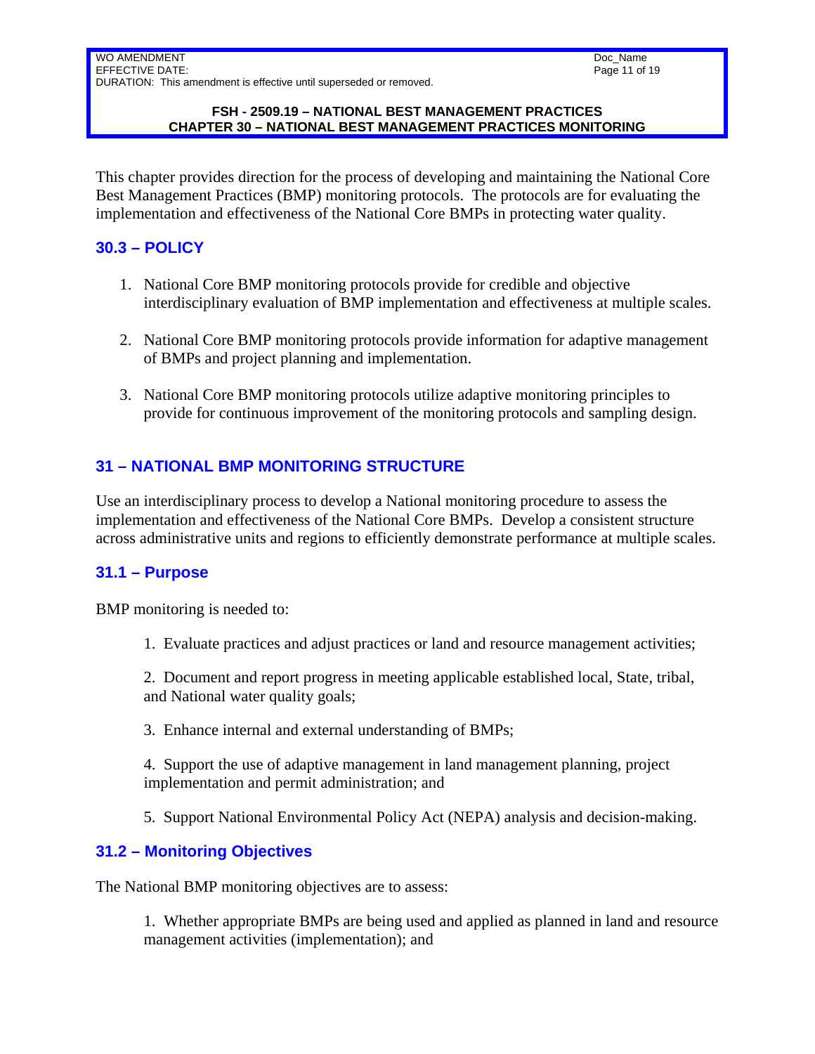This chapter provides direction for the process of developing and maintaining the National Core Best Management Practices (BMP) monitoring protocols. The protocols are for evaluating the implementation and effectiveness of the National Core BMPs in protecting water quality.

## 30.3 – POLICY

1. National Core BMP monitoring protocols provide for credible and objective interdisciplinary evaluation of BMP implementation and effectiveness at multiple scales.

2. National Core BMP monitoring protocols provide information for adaptive management of BMPs and project planning and implementation.

3. National Core BMP monitoring protocols utilize adaptive monitoring principles to provide for continuous improvement of the monitoring protocols and sampling design.

## 31 – NATIONAL BMP MONITORING STRUCTURE

Use an interdisciplinary process to develop a National monitoring procedure to assess the implementation and effectiveness of the National Core BMPs. Develop a consistent structure across administrative units and regions to efficiently demonstrate performance at multiple scales.

## 31.1 – Purpose

BMP monitoring is needed to:

1. Evaluate practices and adjust practices or land and resource management activities;

2. Document and report progress in meeting applicable established local, State, tribal, and National water quality goals;

3. Enhance internal and external understanding of BMPs;

4. Support the use of adaptive management in land management planning, project implementation and permit administration; and

5. Support National Environmental Policy Act (NEPA) analysis and decision-making.

## 31.2 – Monitoring Objectives

The National BMP monitoring objectives are to assess:

1. Whether appropriate BMPs are being used and applied as planned in land and resource management activities (implementation); and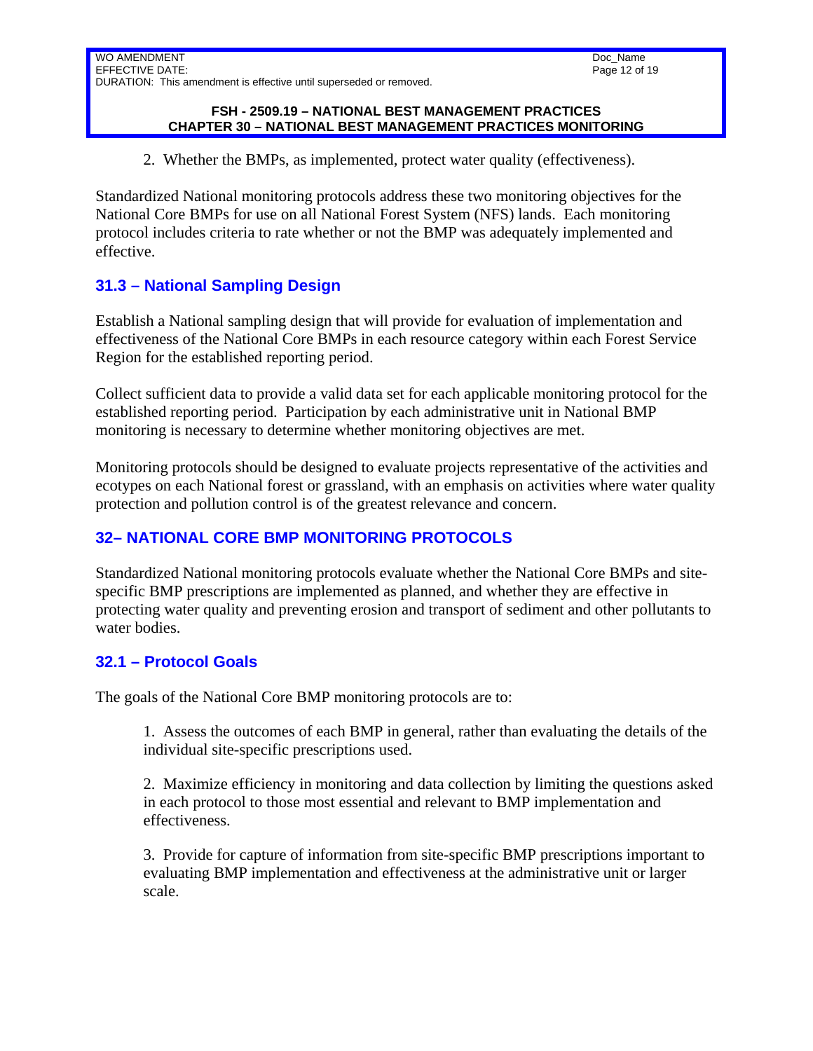2. Whether the BMPs, as implemented, protect water quality (effectiveness).

Standardized National monitoring protocols address these two monitoring objectives for the National Core BMPs for use on all National Forest System (NFS) lands. Each monitoring protocol includes criteria to rate whether or not the BMP was adequately implemented and effective.

## 31.3 – National Sampling Design

Establish a National sampling design that will provide for evaluation of implementation and effectiveness of the National Core BMPs in each resource category within each Forest Service Region for the established reporting period.

Collect sufficient data to provide a valid data set for each applicable monitoring protocol for the established reporting period. Participation by each administrative unit in National BMP monitoring is necessary to determine whether monitoring objectives are met.

Monitoring protocols should be designed to evaluate projects representative of the activities and ecotypes on each National forest or grassland, with an emphasis on activities where water quality protection and pollution control is of the greatest relevance and concern.

## 32– NATIONAL CORE BMP MONITORING PROTOCOLS

Standardized National monitoring protocols evaluate whether the National Core BMPs and site-specific BMP prescriptions are implemented as planned, and whether they are effective in protecting water quality and preventing erosion and transport of sediment and other pollutants to water bodies.

## 32.1 – Protocol Goals

The goals of the National Core BMP monitoring protocols are to:

1. Assess the outcomes of each BMP in general, rather than evaluating the details of the individual site-specific prescriptions used.

2. Maximize efficiency in monitoring and data collection by limiting the questions asked in each protocol to those most essential and relevant to BMP implementation and effectiveness.

3. Provide for capture of information from site-specific BMP prescriptions important to evaluating BMP implementation and effectiveness at the administrative unit or larger scale.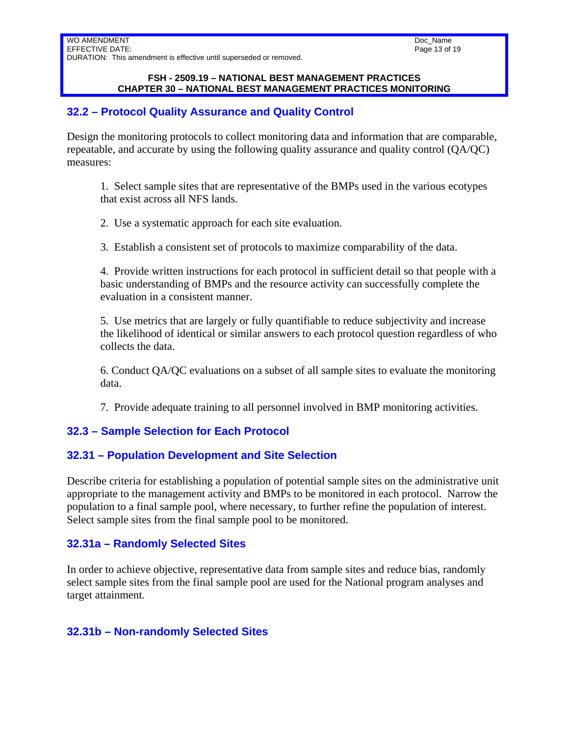## 32.2 – Protocol Quality Assurance and Quality Control

Design the monitoring protocols to collect monitoring data and information that are comparable, repeatable, and accurate by using the following quality assurance and quality control (QA/QC) measures:

1. Select sample sites that are representative of the BMPs used in the various ecotypes that exist across all NFS lands.

2. Use a systematic approach for each site evaluation.

3. Establish a consistent set of protocols to maximize comparability of the data.

4. Provide written instructions for each protocol in sufficient detail so that people with a basic understanding of BMPs and the resource activity can successfully complete the evaluation in a consistent manner.

5. Use metrics that are largely or fully quantifiable to reduce subjectivity and increase the likelihood of identical or similar answers to each protocol question regardless of who collects the data.

6. Conduct QA/QC evaluations on a subset of all sample sites to evaluate the monitoring data.

7. Provide adequate training to all personnel involved in BMP monitoring activities.

## 32.3 – Sample Selection for Each Protocol

## 32.31 – Population Development and Site Selection

Describe criteria for establishing a population of potential sample sites on the administrative unit appropriate to the management activity and BMPs to be monitored in each protocol. Narrow the population to a final sample pool, where necessary, to further refine the population of interest. Select sample sites from the final sample pool to be monitored.

## 32.31a – Randomly Selected Sites

In order to achieve objective, representative data from sample sites and reduce bias, randomly select sample sites from the final sample pool are used for the National program analyses and target attainment.

## 32.31b – Non-randomly Selected Sites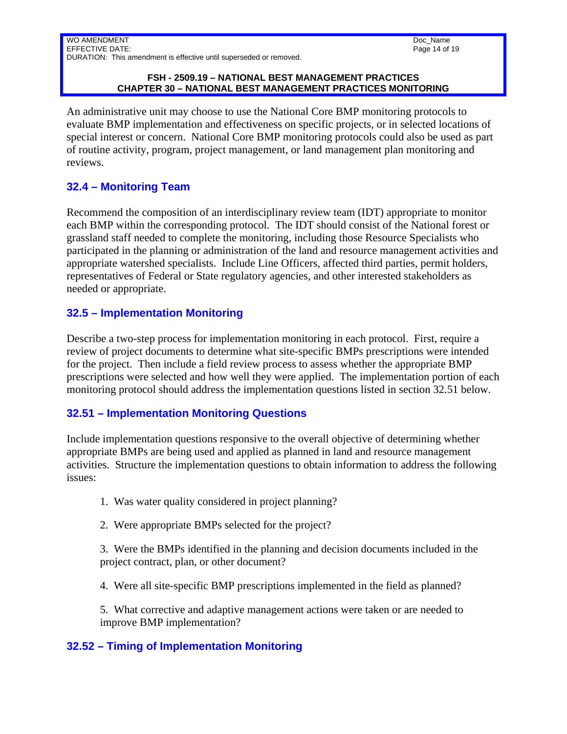An administrative unit may choose to use the National Core BMP monitoring protocols to evaluate BMP implementation and effectiveness on specific projects, or in selected locations of special interest or concern. National Core BMP monitoring protocols could also be used as part of routine activity, program, project management, or land management plan monitoring and reviews.

## 32.4 – Monitoring Team

Recommend the composition of an interdisciplinary review team (IDT) appropriate to monitor each BMP within the corresponding protocol. The IDT should consist of the National forest or grassland staff needed to complete the monitoring, including those Resource Specialists who participated in the planning or administration of the land and resource management activities and appropriate watershed specialists. Include Line Officers, affected third parties, permit holders, representatives of Federal or State regulatory agencies, and other interested stakeholders as needed or appropriate.

## 32.5 – Implementation Monitoring

Describe a two-step process for implementation monitoring in each protocol. First, require a review of project documents to determine what site-specific BMPs prescriptions were intended for the project. Then include a field review process to assess whether the appropriate BMP prescriptions were selected and how well they were applied. The implementation portion of each monitoring protocol should address the implementation questions listed in section 32.51 below.

## 32.51 – Implementation Monitoring Questions

Include implementation questions responsive to the overall objective of determining whether appropriate BMPs are being used and applied as planned in land and resource management activities. Structure the implementation questions to obtain information to address the following issues:

1. Was water quality considered in project planning?

2. Were appropriate BMPs selected for the project?

3. Were the BMPs identified in the planning and decision documents included in the project contract, plan, or other document?

4. Were all site-specific BMP prescriptions implemented in the field as planned?

5. What corrective and adaptive management actions were taken or are needed to improve BMP implementation?

## 32.52 – Timing of Implementation Monitoring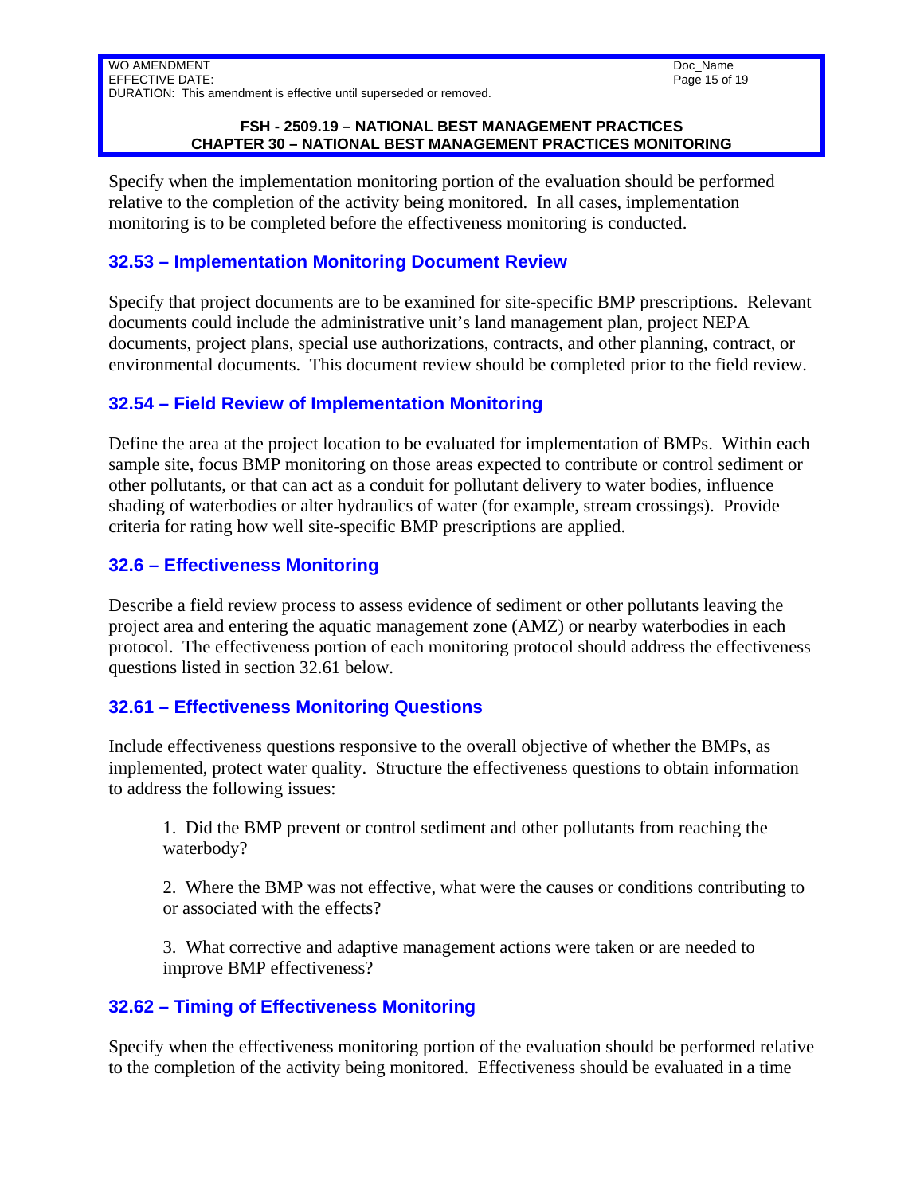Specify when the implementation monitoring portion of the evaluation should be performed relative to the completion of the activity being monitored.  In all cases, implementation monitoring is to be completed before the effectiveness monitoring is conducted.

### 32.53 – Implementation Monitoring Document Review

Specify that project documents are to be examined for site-specific BMP prescriptions.  Relevant documents could include the administrative unit's land management plan, project NEPA documents, project plans, special use authorizations, contracts, and other planning, contract, or environmental documents.  This document review should be completed prior to the field review.

### 32.54 – Field Review of Implementation Monitoring

Define the area at the project location to be evaluated for implementation of BMPs.  Within each sample site, focus BMP monitoring on those areas expected to contribute or control sediment or other pollutants, or that can act as a conduit for pollutant delivery to water bodies, influence shading of waterbodies or alter hydraulics of water (for example, stream crossings).  Provide criteria for rating how well site-specific BMP prescriptions are applied.

### 32.6 – Effectiveness Monitoring

Describe a field review process to assess evidence of sediment or other pollutants leaving the project area and entering the aquatic management zone (AMZ) or nearby waterbodies in each protocol.  The effectiveness portion of each monitoring protocol should address the effectiveness questions listed in section 32.61 below.

### 32.61 – Effectiveness Monitoring Questions

Include effectiveness questions responsive to the overall objective of whether the BMPs, as implemented, protect water quality.  Structure the effectiveness questions to obtain information to address the following issues:

1.  Did the BMP prevent or control sediment and other pollutants from reaching the waterbody?

2.  Where the BMP was not effective, what were the causes or conditions contributing to or associated with the effects?

3.  What corrective and adaptive management actions were taken or are needed to improve BMP effectiveness?

### 32.62 – Timing of Effectiveness Monitoring

Specify when the effectiveness monitoring portion of the evaluation should be performed relative to the completion of the activity being monitored.  Effectiveness should be evaluated in a time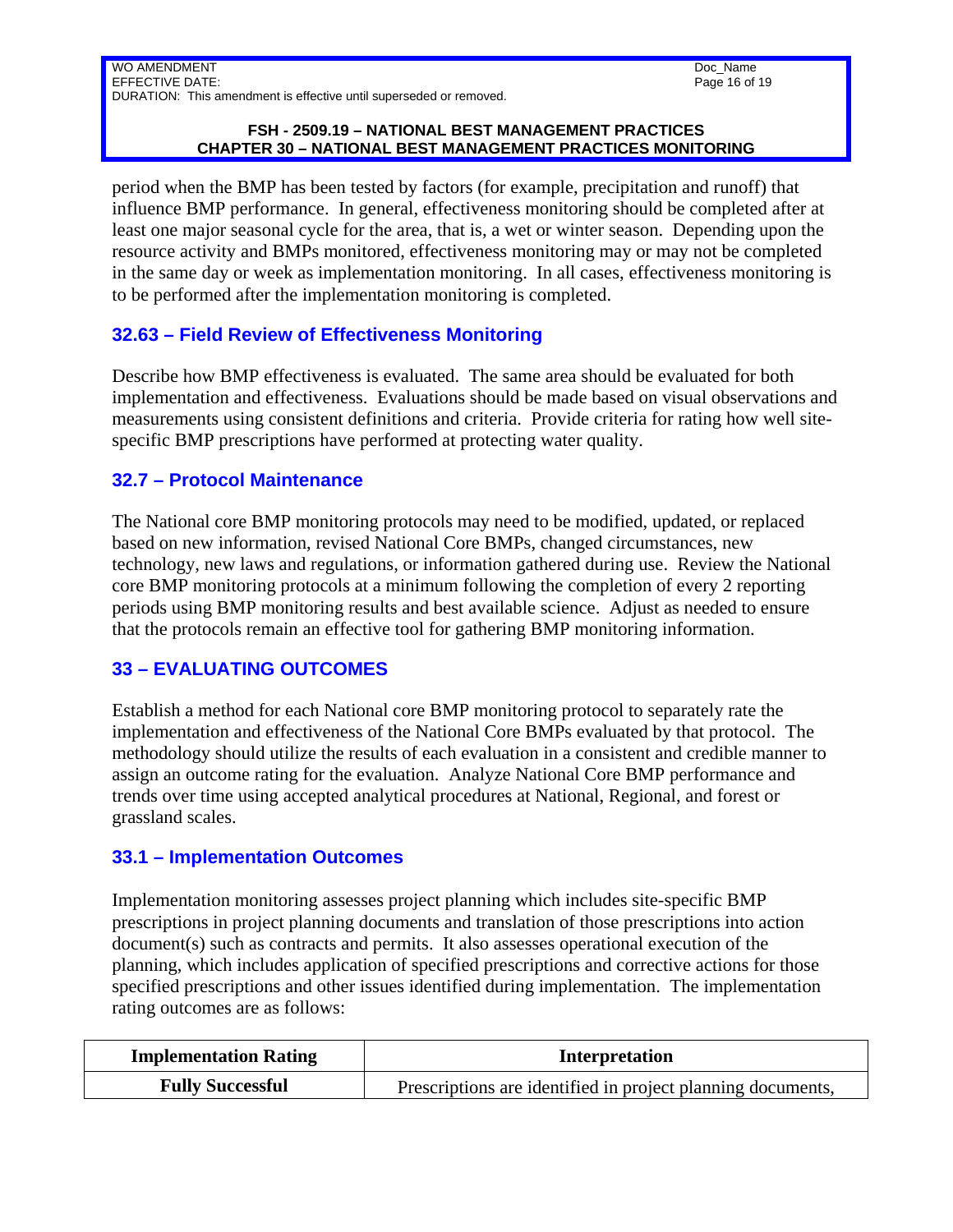period when the BMP has been tested by factors (for example, precipitation and runoff) that influence BMP performance. In general, effectiveness monitoring should be completed after at least one major seasonal cycle for the area, that is, a wet or winter season. Depending upon the resource activity and BMPs monitored, effectiveness monitoring may or may not be completed in the same day or week as implementation monitoring. In all cases, effectiveness monitoring is to be performed after the implementation monitoring is completed.

## 32.63 – Field Review of Effectiveness Monitoring

Describe how BMP effectiveness is evaluated. The same area should be evaluated for both implementation and effectiveness. Evaluations should be made based on visual observations and measurements using consistent definitions and criteria. Provide criteria for rating how well site-specific BMP prescriptions have performed at protecting water quality.

## 32.7 – Protocol Maintenance

The National core BMP monitoring protocols may need to be modified, updated, or replaced based on new information, revised National Core BMPs, changed circumstances, new technology, new laws and regulations, or information gathered during use. Review the National core BMP monitoring protocols at a minimum following the completion of every 2 reporting periods using BMP monitoring results and best available science. Adjust as needed to ensure that the protocols remain an effective tool for gathering BMP monitoring information.

## 33 – EVALUATING OUTCOMES

Establish a method for each National core BMP monitoring protocol to separately rate the implementation and effectiveness of the National Core BMPs evaluated by that protocol. The methodology should utilize the results of each evaluation in a consistent and credible manner to assign an outcome rating for the evaluation. Analyze National Core BMP performance and trends over time using accepted analytical procedures at National, Regional, and forest or grassland scales.

## 33.1 – Implementation Outcomes

Implementation monitoring assesses project planning which includes site-specific BMP prescriptions in project planning documents and translation of those prescriptions into action document(s) such as contracts and permits. It also assesses operational execution of the planning, which includes application of specified prescriptions and corrective actions for those specified prescriptions and other issues identified during implementation. The implementation rating outcomes are as follows:

| Implementation Rating | Interpretation |
|---|---|
| **Fully Successful** | Prescriptions are identified in project planning documents, |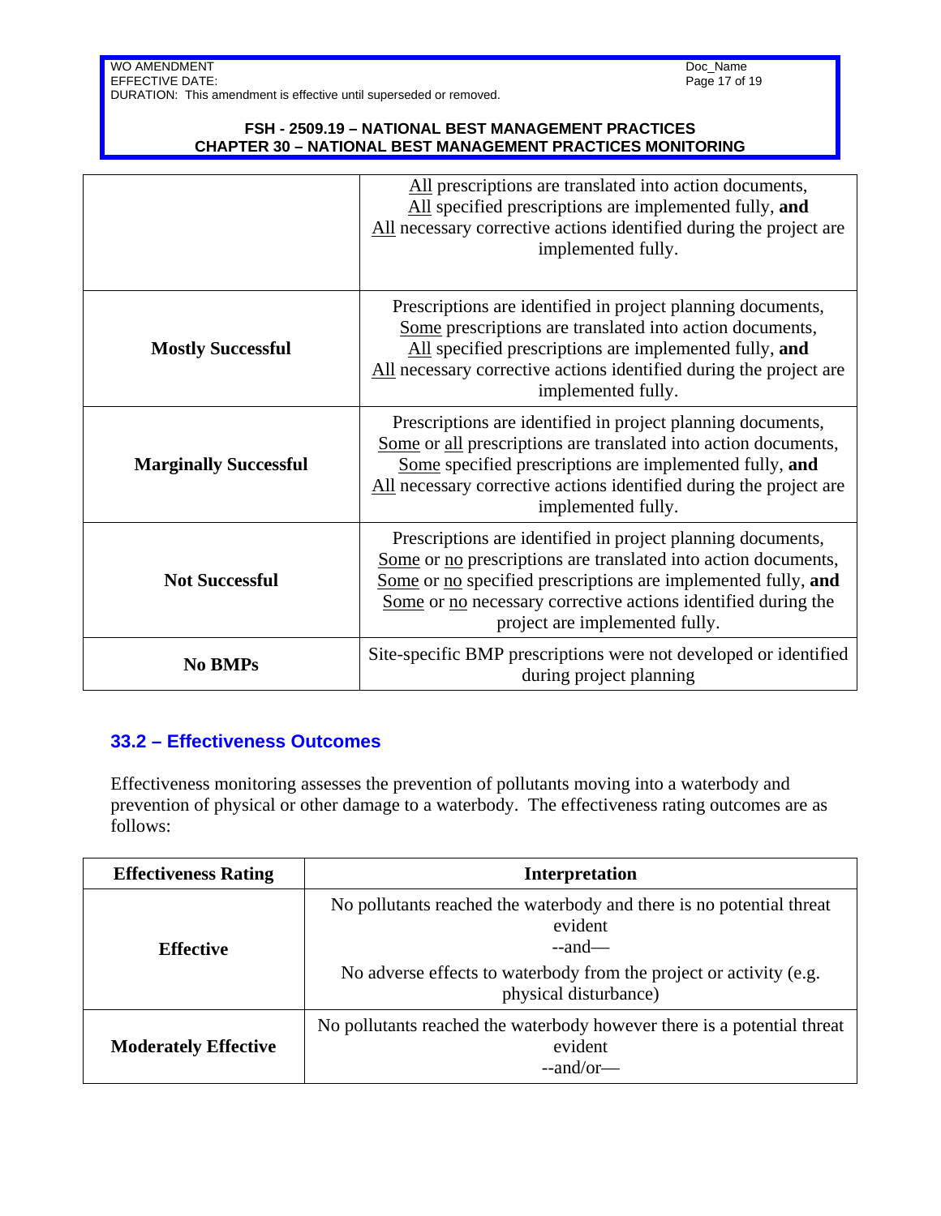| | |
|---|---|
| | <u>All</u> prescriptions are translated into action documents, <u>All</u> specified prescriptions are implemented fully, **and** <u>All</u> necessary corrective actions identified during the project are implemented fully. |
| **Mostly Successful** | Prescriptions are identified in project planning documents, <u>Some</u> prescriptions are translated into action documents, <u>All</u> specified prescriptions are implemented fully, **and** <u>All</u> necessary corrective actions identified during the project are implemented fully. |
| **Marginally Successful** | Prescriptions are identified in project planning documents, <u>Some</u> or <u>all</u> prescriptions are translated into action documents, <u>Some</u> specified prescriptions are implemented fully, **and** <u>All</u> necessary corrective actions identified during the project are implemented fully. |
| **Not Successful** | Prescriptions are identified in project planning documents, <u>Some</u> or <u>no</u> prescriptions are translated into action documents, <u>Some</u> or <u>no</u> specified prescriptions are implemented fully, **and** <u>Some</u> or <u>no</u> necessary corrective actions identified during the project are implemented fully. |
| **No BMPs** | Site-specific BMP prescriptions were not developed or identified during project planning |

## 33.2 – Effectiveness Outcomes

Effectiveness monitoring assesses the prevention of pollutants moving into a waterbody and prevention of physical or other damage to a waterbody. The effectiveness rating outcomes are as follows:

| Effectiveness Rating | Interpretation |
|---|---|
| **Effective** | No pollutants reached the waterbody and there is no potential threat evident --and— No adverse effects to waterbody from the project or activity (e.g. physical disturbance) |
| **Moderately Effective** | No pollutants reached the waterbody however there is a potential threat evident --and/or— |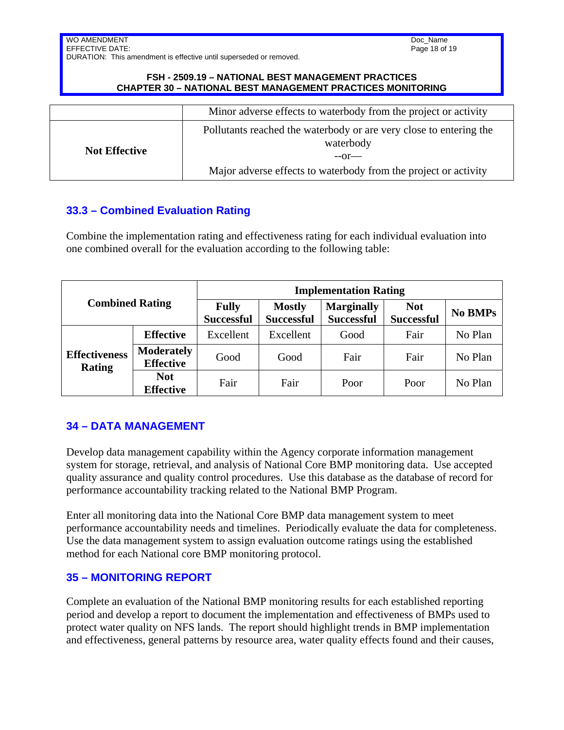|  | Minor adverse effects to waterbody from the project or activity |
| --- | --- |
| **Not Effective** | Pollutants reached the waterbody or are very close to entering the waterbody<br>--or—<br>Major adverse effects to waterbody from the project or activity |

## 33.3 – Combined Evaluation Rating

Combine the implementation rating and effectiveness rating for each individual evaluation into one combined overall for the evaluation according to the following table:

| **Combined Rating** | | **Implementation Rating** | | | | |
| --- | --- | --- | --- | --- | --- | --- |
| | | **Fully Successful** | **Mostly Successful** | **Marginally Successful** | **Not Successful** | **No BMPs** |
| **Effectiveness Rating** | **Effective** | Excellent | Excellent | Good | Fair | No Plan |
| | **Moderately Effective** | Good | Good | Fair | Fair | No Plan |
| | **Not Effective** | Fair | Fair | Poor | Poor | No Plan |

## 34 – DATA MANAGEMENT

Develop data management capability within the Agency corporate information management system for storage, retrieval, and analysis of National Core BMP monitoring data. Use accepted quality assurance and quality control procedures. Use this database as the database of record for performance accountability tracking related to the National BMP Program.

Enter all monitoring data into the National Core BMP data management system to meet performance accountability needs and timelines. Periodically evaluate the data for completeness. Use the data management system to assign evaluation outcome ratings using the established method for each National core BMP monitoring protocol.

## 35 – MONITORING REPORT

Complete an evaluation of the National BMP monitoring results for each established reporting period and develop a report to document the implementation and effectiveness of BMPs used to protect water quality on NFS lands. The report should highlight trends in BMP implementation and effectiveness, general patterns by resource area, water quality effects found and their causes,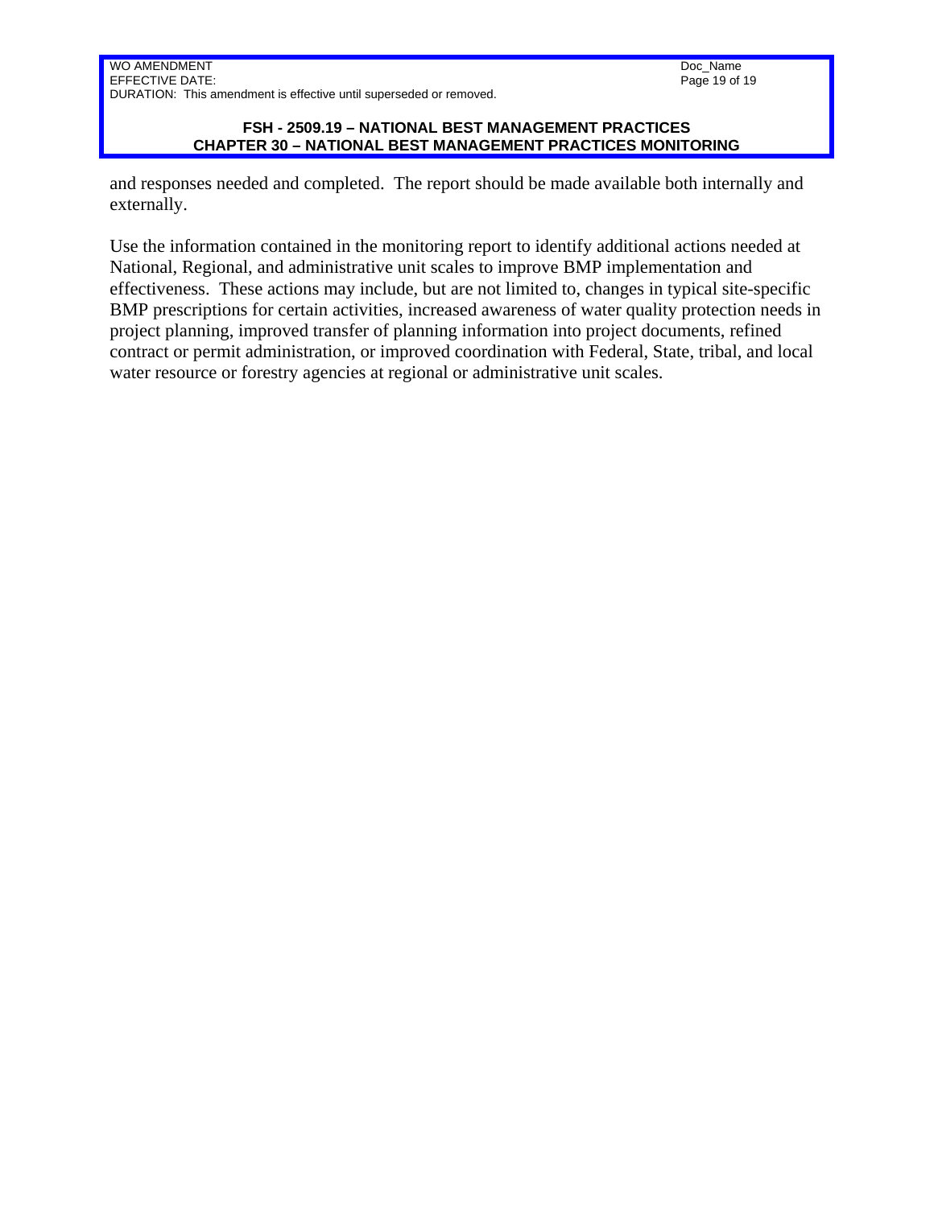and responses needed and completed. The report should be made available both internally and externally.

Use the information contained in the monitoring report to identify additional actions needed at National, Regional, and administrative unit scales to improve BMP implementation and effectiveness. These actions may include, but are not limited to, changes in typical site-specific BMP prescriptions for certain activities, increased awareness of water quality protection needs in project planning, improved transfer of planning information into project documents, refined contract or permit administration, or improved coordination with Federal, State, tribal, and local water resource or forestry agencies at regional or administrative unit scales.